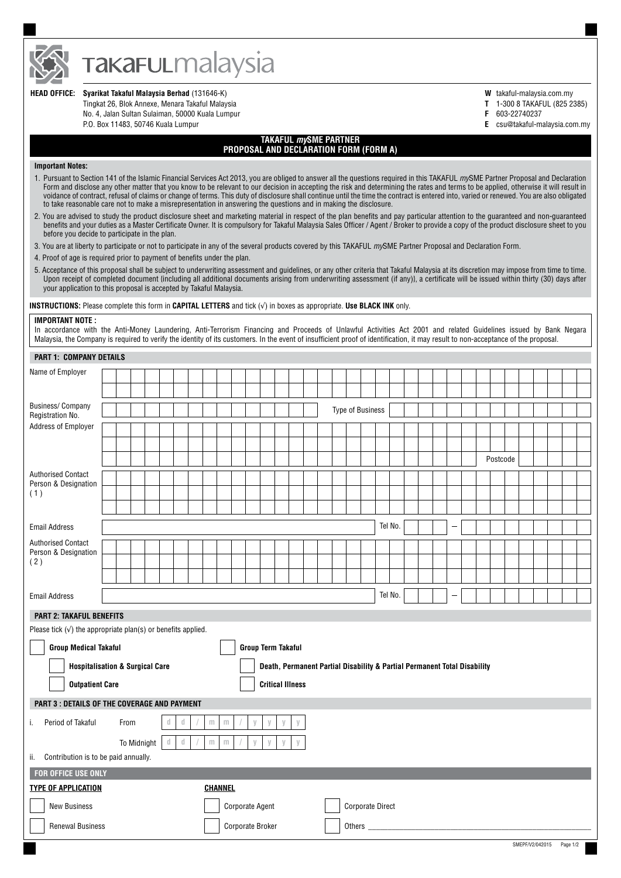# TAKAFULmalaysia

**HEAD OFFICE:** **Syarikat Takaful Malaysia Berhad** (131646-K)
Tingkat 26, Blok Annexe, Menara Takaful Malaysia
No. 4, Jalan Sultan Sulaiman, 50000 Kuala Lumpur
P.O. Box 11483, 50746 Kuala Lumpur

**W** takaful-malaysia.com.my
**T** 1-300 8 TAKAFUL (825 2385)
**F** 603-22740237
**E** csu@takaful-malaysia.com.my

## TAKAFUL *my*SME PARTNER PROPOSAL AND DECLARATION FORM (FORM A)

**Important Notes:**

1. Pursuant to Section 141 of the Islamic Financial Services Act 2013, you are obliged to answer all the questions required in this TAKAFUL *my*SME Partner Proposal and Declaration Form and disclose any other matter that you know to be relevant to our decision in accepting the risk and determining the rates and terms to be applied, otherwise it will result in voidance of contract, refusal of claims or change of terms. This duty of disclosure shall continue until the time the contract is entered into, varied or renewed. You are also obligated to take reasonable care not to make a misrepresentation in answering the questions and in making the disclosure.
2. You are advised to study the product disclosure sheet and marketing material in respect of the plan benefits and pay particular attention to the guaranteed and non-guaranteed benefits and your duties as a Master Certificate Owner. It is compulsory for Takaful Malaysia Sales Officer / Agent / Broker to provide a copy of the product disclosure sheet to you before you decide to participate in the plan.
3. You are at liberty to participate or not to participate in any of the several products covered by this TAKAFUL *my*SME Partner Proposal and Declaration Form.
4. Proof of age is required prior to payment of benefits under the plan.
5. Acceptance of this proposal shall be subject to underwriting assessment and guidelines, or any other criteria that Takaful Malaysia at its discretion may impose from time to time. Upon receipt of completed document {including all additional documents arising from underwriting assessment (if any)}, a certificate will be issued within thirty (30) days after your application to this proposal is accepted by Takaful Malaysia.

**INSTRUCTIONS:** Please complete this form in **CAPITAL LETTERS** and tick (√) in boxes as appropriate. **Use BLACK INK** only.

**IMPORTANT NOTE :**
In accordance with the Anti-Money Laundering, Anti-Terrorism Financing and Proceeds of Unlawful Activities Act 2001 and related Guidelines issued by Bank Negara Malaysia, the Company is required to verify the identity of its customers. In the event of insufficient proof of identification, it may result to non-acceptance of the proposal.

### PART 1: COMPANY DETAILS

Name of Employer

Business/ Company Registration No. &emsp; Type of Business

Address of Employer

Postcode

Authorised Contact Person & Designation (1)

Email Address &emsp; Tel No. –

Authorised Contact Person & Designation (2)

Email Address &emsp; Tel No. –

### PART 2: TAKAFUL BENEFITS

Please tick (√) the appropriate plan(s) or benefits applied.

- ☐ **Group Medical Takaful**
  - ☐ **Hospitalisation & Surgical Care**
  - ☐ **Outpatient Care**
- ☐ **Group Term Takaful**
  - ☐ **Death, Permanent Partial Disability & Partial Permanent Total Disability**
  - ☐ **Critical Illness**

### PART 3 : DETAILS OF THE COVERAGE AND PAYMENT

i. Period of Takaful &emsp; From d d / m m / y y y y
&emsp; To Midnight d d / m m / y y y y

ii. Contribution is to be paid annually.

### FOR OFFICE USE ONLY

**TYPE OF APPLICATION**
- ☐ New Business
- ☐ Renewal Business

**CHANNEL**
- ☐ Corporate Agent
- ☐ Corporate Broker
- ☐ Corporate Direct
- ☐ Others ____________

SMEPF/V2/042015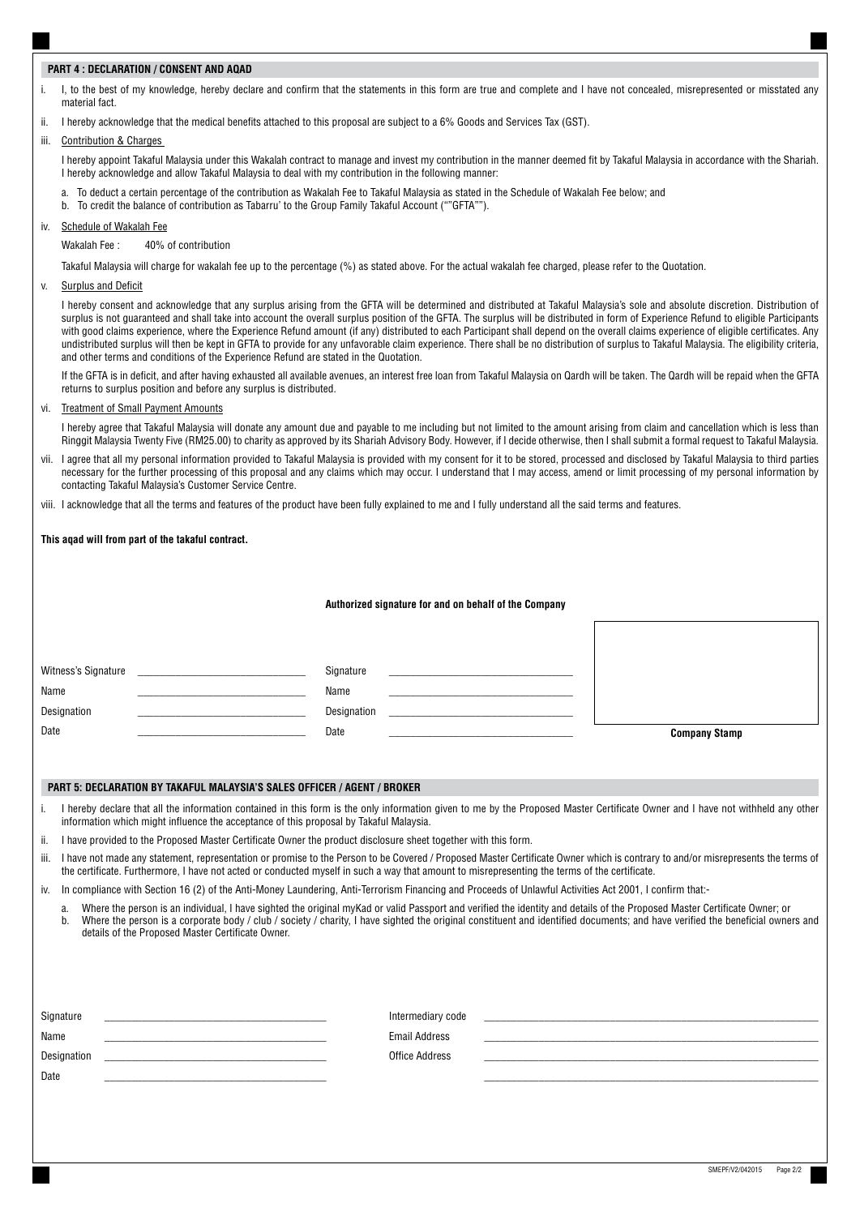## PART 4 : DECLARATION / CONSENT AND AQAD

i. I, to the best of my knowledge, hereby declare and confirm that the statements in this form are true and complete and I have not concealed, misrepresented or misstated any material fact.

ii. I hereby acknowledge that the medical benefits attached to this proposal are subject to a 6% Goods and Services Tax (GST).

iii. Contribution & Charges

I hereby appoint Takaful Malaysia under this Wakalah contract to manage and invest my contribution in the manner deemed fit by Takaful Malaysia in accordance with the Shariah. I hereby acknowledge and allow Takaful Malaysia to deal with my contribution in the following manner:

a. To deduct a certain percentage of the contribution as Wakalah Fee to Takaful Malaysia as stated in the Schedule of Wakalah Fee below; and
b. To credit the balance of contribution as Tabarru' to the Group Family Takaful Account (""GFTA"").

iv. Schedule of Wakalah Fee

Wakalah Fee : 40% of contribution

Takaful Malaysia will charge for wakalah fee up to the percentage (%) as stated above. For the actual wakalah fee charged, please refer to the Quotation.

v. Surplus and Deficit

I hereby consent and acknowledge that any surplus arising from the GFTA will be determined and distributed at Takaful Malaysia's sole and absolute discretion. Distribution of surplus is not guaranteed and shall take into account the overall surplus position of the GFTA. The surplus will be distributed in form of Experience Refund to eligible Participants with good claims experience, where the Experience Refund amount (if any) distributed to each Participant shall depend on the overall claims experience of eligible certificates. Any undistributed surplus will then be kept in GFTA to provide for any unfavorable claim experience. There shall be no distribution of surplus to Takaful Malaysia. The eligibility criteria, and other terms and conditions of the Experience Refund are stated in the Quotation.

If the GFTA is in deficit, and after having exhausted all available avenues, an interest free loan from Takaful Malaysia on Qardh will be taken. The Qardh will be repaid when the GFTA returns to surplus position and before any surplus is distributed.

vi. Treatment of Small Payment Amounts

I hereby agree that Takaful Malaysia will donate any amount due and payable to me including but not limited to the amount arising from claim and cancellation which is less than Ringgit Malaysia Twenty Five (RM25.00) to charity as approved by its Shariah Advisory Body. However, if I decide otherwise, then I shall submit a formal request to Takaful Malaysia.

vii. I agree that all my personal information provided to Takaful Malaysia is provided with my consent for it to be stored, processed and disclosed by Takaful Malaysia to third parties necessary for the further processing of this proposal and any claims which may occur. I understand that I may access, amend or limit processing of my personal information by contacting Takaful Malaysia's Customer Service Centre.

viii. I acknowledge that all the terms and features of the product have been fully explained to me and I fully understand all the said terms and features.

**This aqad will from part of the takaful contract.**

**Authorized signature for and on behalf of the Company**

Witness's Signature \_\_\_\_\_\_\_\_\_\_\_\_\_\_\_\_\_\_\_\_
Name \_\_\_\_\_\_\_\_\_\_\_\_\_\_\_\_\_\_\_\_
Designation \_\_\_\_\_\_\_\_\_\_\_\_\_\_\_\_\_\_\_\_
Date \_\_\_\_\_\_\_\_\_\_\_\_\_\_\_\_\_\_\_\_

Signature \_\_\_\_\_\_\_\_\_\_\_\_\_\_\_\_\_\_\_\_
Name \_\_\_\_\_\_\_\_\_\_\_\_\_\_\_\_\_\_\_\_
Designation \_\_\_\_\_\_\_\_\_\_\_\_\_\_\_\_\_\_\_\_
Date \_\_\_\_\_\_\_\_\_\_\_\_\_\_\_\_\_\_\_\_

**Company Stamp**

## PART 5: DECLARATION BY TAKAFUL MALAYSIA'S SALES OFFICER / AGENT / BROKER

i. I hereby declare that all the information contained in this form is the only information given to me by the Proposed Master Certificate Owner and I have not withheld any other information which might influence the acceptance of this proposal by Takaful Malaysia.

ii. I have provided to the Proposed Master Certificate Owner the product disclosure sheet together with this form.

iii. I have not made any statement, representation or promise to the Person to be Covered / Proposed Master Certificate Owner which is contrary to and/or misrepresents the terms of the certificate. Furthermore, I have not acted or conducted myself in such a way that amount to misrepresenting the terms of the certificate.

iv. In compliance with Section 16 (2) of the Anti-Money Laundering, Anti-Terrorism Financing and Proceeds of Unlawful Activities Act 2001, I confirm that:-

a. Where the person is an individual, I have sighted the original myKad or valid Passport and verified the identity and details of the Proposed Master Certificate Owner; or
b. Where the person is a corporate body / club / society / charity, I have sighted the original constituent and identified documents; and have verified the beneficial owners and details of the Proposed Master Certificate Owner.

Signature \_\_\_\_\_\_\_\_\_\_\_\_\_\_\_\_\_\_\_\_
Name \_\_\_\_\_\_\_\_\_\_\_\_\_\_\_\_\_\_\_\_
Designation \_\_\_\_\_\_\_\_\_\_\_\_\_\_\_\_\_\_\_\_
Date \_\_\_\_\_\_\_\_\_\_\_\_\_\_\_\_\_\_\_\_

Intermediary code \_\_\_\_\_\_\_\_\_\_\_\_\_\_\_\_\_\_\_\_
Email Address \_\_\_\_\_\_\_\_\_\_\_\_\_\_\_\_\_\_\_\_
Office Address \_\_\_\_\_\_\_\_\_\_\_\_\_\_\_\_\_\_\_\_
\_\_\_\_\_\_\_\_\_\_\_\_\_\_\_\_\_\_\_\_

SMEPF/V2/042015